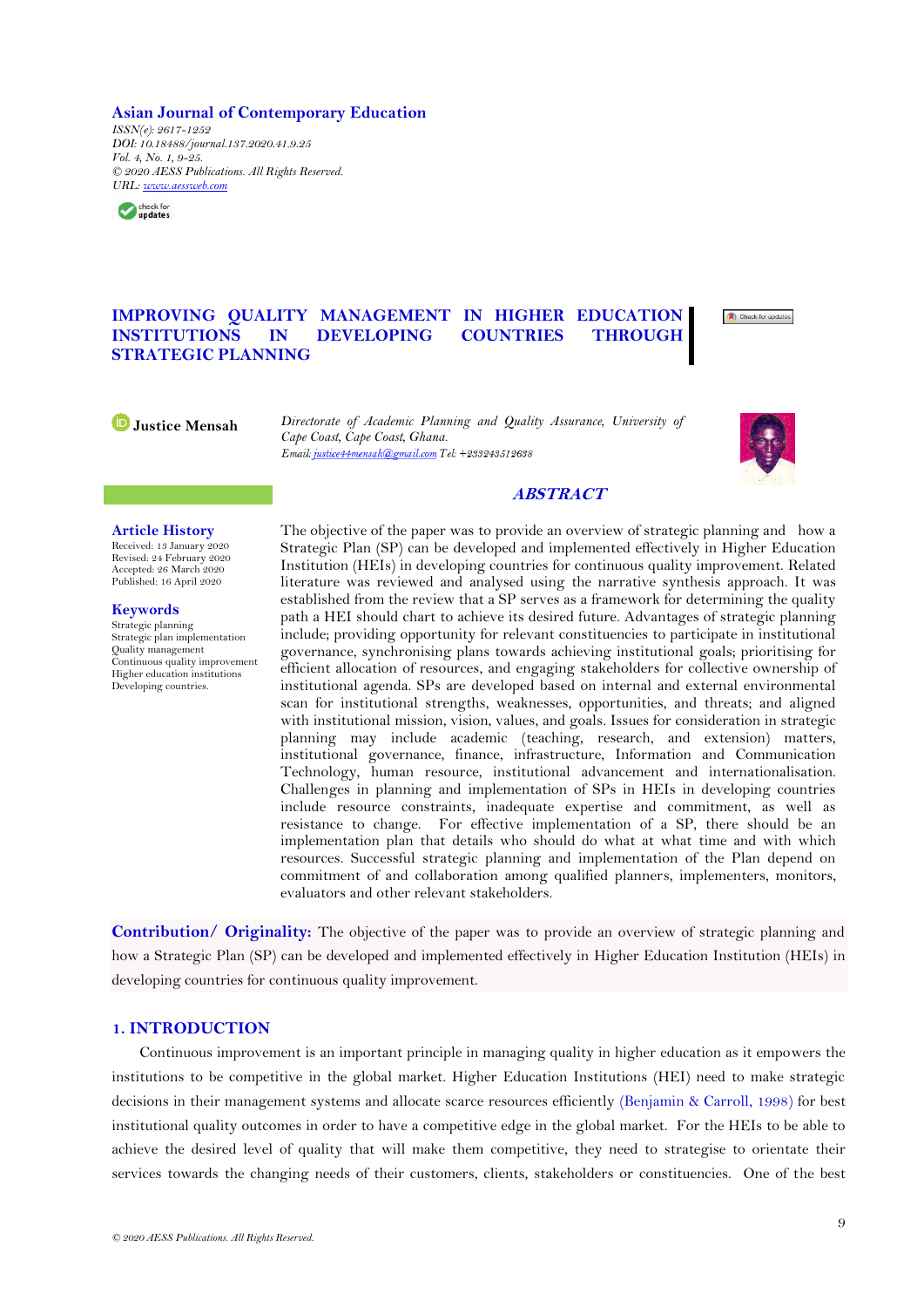**Asian Journal of Contemporary Education**
*ISSN(e): 2617-1252*
*DOI: 10.18488/journal.137.2020.41.9.25*
*Vol. 4, No. 1, 9-25.*
*© 2020 AESS Publications. All Rights Reserved.*
*URL: www.aessweb.com*

# IMPROVING QUALITY MANAGEMENT IN HIGHER EDUCATION INSTITUTIONS IN DEVELOPING COUNTRIES THROUGH STRATEGIC PLANNING

**Justice Mensah**

*Directorate of Academic Planning and Quality Assurance, University of Cape Coast, Cape Coast, Ghana.*
*Email: justice44mensah@gmail.com Tel: +233243512638*

**Article History**
Received: 13 January 2020
Revised: 24 February 2020
Accepted: 26 March 2020
Published: 16 April 2020

**Keywords**
Strategic planning
Strategic plan implementation
Quality management
Continuous quality improvement
Higher education institutions
Developing countries.

## *ABSTRACT*

The objective of the paper was to provide an overview of strategic planning and how a Strategic Plan (SP) can be developed and implemented effectively in Higher Education Institution (HEIs) in developing countries for continuous quality improvement. Related literature was reviewed and analysed using the narrative synthesis approach. It was established from the review that a SP serves as a framework for determining the quality path a HEI should chart to achieve its desired future. Advantages of strategic planning include; providing opportunity for relevant constituencies to participate in institutional governance, synchronising plans towards achieving institutional goals; prioritising for efficient allocation of resources, and engaging stakeholders for collective ownership of institutional agenda. SPs are developed based on internal and external environmental scan for institutional strengths, weaknesses, opportunities, and threats; and aligned with institutional mission, vision, values, and goals. Issues for consideration in strategic planning may include academic (teaching, research, and extension) matters, institutional governance, finance, infrastructure, Information and Communication Technology, human resource, institutional advancement and internationalisation. Challenges in planning and implementation of SPs in HEIs in developing countries include resource constraints, inadequate expertise and commitment, as well as resistance to change. For effective implementation of a SP, there should be an implementation plan that details who should do what at what time and with which resources. Successful strategic planning and implementation of the Plan depend on commitment of and collaboration among qualified planners, implementers, monitors, evaluators and other relevant stakeholders.

**Contribution/ Originality:** The objective of the paper was to provide an overview of strategic planning and how a Strategic Plan (SP) can be developed and implemented effectively in Higher Education Institution (HEIs) in developing countries for continuous quality improvement.

## 1. INTRODUCTION

Continuous improvement is an important principle in managing quality in higher education as it empowers the institutions to be competitive in the global market. Higher Education Institutions (HEI) need to make strategic decisions in their management systems and allocate scarce resources efficiently (Benjamin & Carroll, 1998) for best institutional quality outcomes in order to have a competitive edge in the global market. For the HEIs to be able to achieve the desired level of quality that will make them competitive, they need to strategise to orientate their services towards the changing needs of their customers, clients, stakeholders or constituencies. One of the best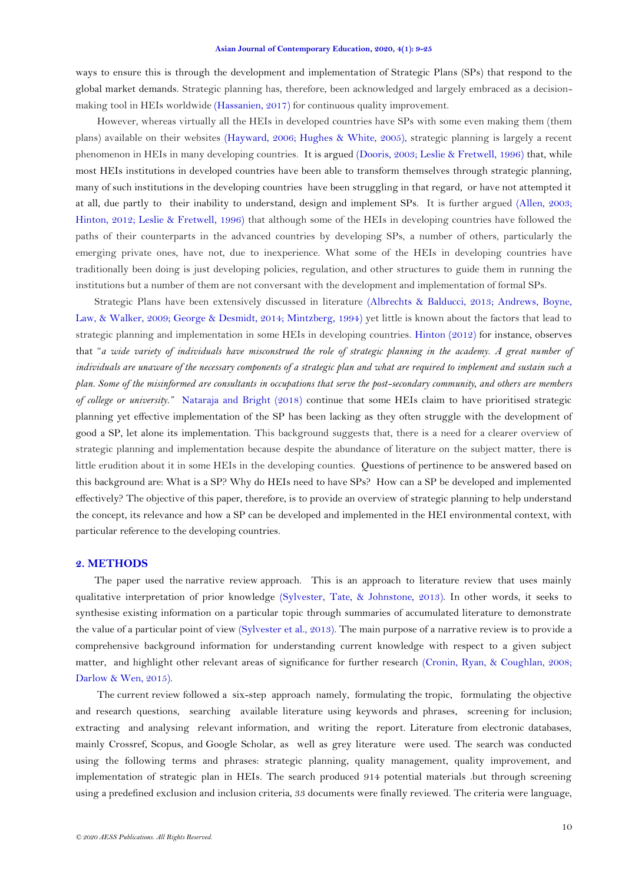ways to ensure this is through the development and implementation of Strategic Plans (SPs) that respond to the global market demands. Strategic planning has, therefore, been acknowledged and largely embraced as a decision-making tool in HEIs worldwide (Hassanien, 2017) for continuous quality improvement.

However, whereas virtually all the HEIs in developed countries have SPs with some even making them (them plans) available on their websites (Hayward, 2006; Hughes & White, 2005), strategic planning is largely a recent phenomenon in HEIs in many developing countries. It is argued (Dooris, 2003; Leslie & Fretwell, 1996) that, while most HEIs institutions in developed countries have been able to transform themselves through strategic planning, many of such institutions in the developing countries have been struggling in that regard, or have not attempted it at all, due partly to their inability to understand, design and implement SPs. It is further argued (Allen, 2003; Hinton, 2012; Leslie & Fretwell, 1996) that although some of the HEIs in developing countries have followed the paths of their counterparts in the advanced countries by developing SPs, a number of others, particularly the emerging private ones, have not, due to inexperience. What some of the HEIs in developing countries have traditionally been doing is just developing policies, regulation, and other structures to guide them in running the institutions but a number of them are not conversant with the development and implementation of formal SPs.

Strategic Plans have been extensively discussed in literature (Albrechts & Balducci, 2013; Andrews, Boyne, Law, & Walker, 2009; George & Desmidt, 2014; Mintzberg, 1994) yet little is known about the factors that lead to strategic planning and implementation in some HEIs in developing countries. Hinton (2012) for instance, observes that "*a wide variety of individuals have misconstrued the role of strategic planning in the academy. A great number of individuals are unaware of the necessary components of a strategic plan and what are required to implement and sustain such a plan. Some of the misinformed are consultants in occupations that serve the post-secondary community, and others are members of college or university.*" Nataraja and Bright (2018) continue that some HEIs claim to have prioritised strategic planning yet effective implementation of the SP has been lacking as they often struggle with the development of good a SP, let alone its implementation. This background suggests that, there is a need for a clearer overview of strategic planning and implementation because despite the abundance of literature on the subject matter, there is little erudition about it in some HEIs in the developing counties. Questions of pertinence to be answered based on this background are: What is a SP? Why do HEIs need to have SPs? How can a SP be developed and implemented effectively? The objective of this paper, therefore, is to provide an overview of strategic planning to help understand the concept, its relevance and how a SP can be developed and implemented in the HEI environmental context, with particular reference to the developing countries.

## 2. METHODS

The paper used the narrative review approach. This is an approach to literature review that uses mainly qualitative interpretation of prior knowledge (Sylvester, Tate, & Johnstone, 2013). In other words, it seeks to synthesise existing information on a particular topic through summaries of accumulated literature to demonstrate the value of a particular point of view (Sylvester et al., 2013). The main purpose of a narrative review is to provide a comprehensive background information for understanding current knowledge with respect to a given subject matter, and highlight other relevant areas of significance for further research (Cronin, Ryan, & Coughlan, 2008; Darlow & Wen, 2015).

The current review followed a six-step approach namely, formulating the tropic, formulating the objective and research questions, searching available literature using keywords and phrases, screening for inclusion; extracting and analysing relevant information, and writing the report. Literature from electronic databases, mainly Crossref, Scopus, and Google Scholar, as well as grey literature were used. The search was conducted using the following terms and phrases: strategic planning, quality management, quality improvement, and implementation of strategic plan in HEIs. The search produced 914 potential materials .but through screening using a predefined exclusion and inclusion criteria, 33 documents were finally reviewed. The criteria were language,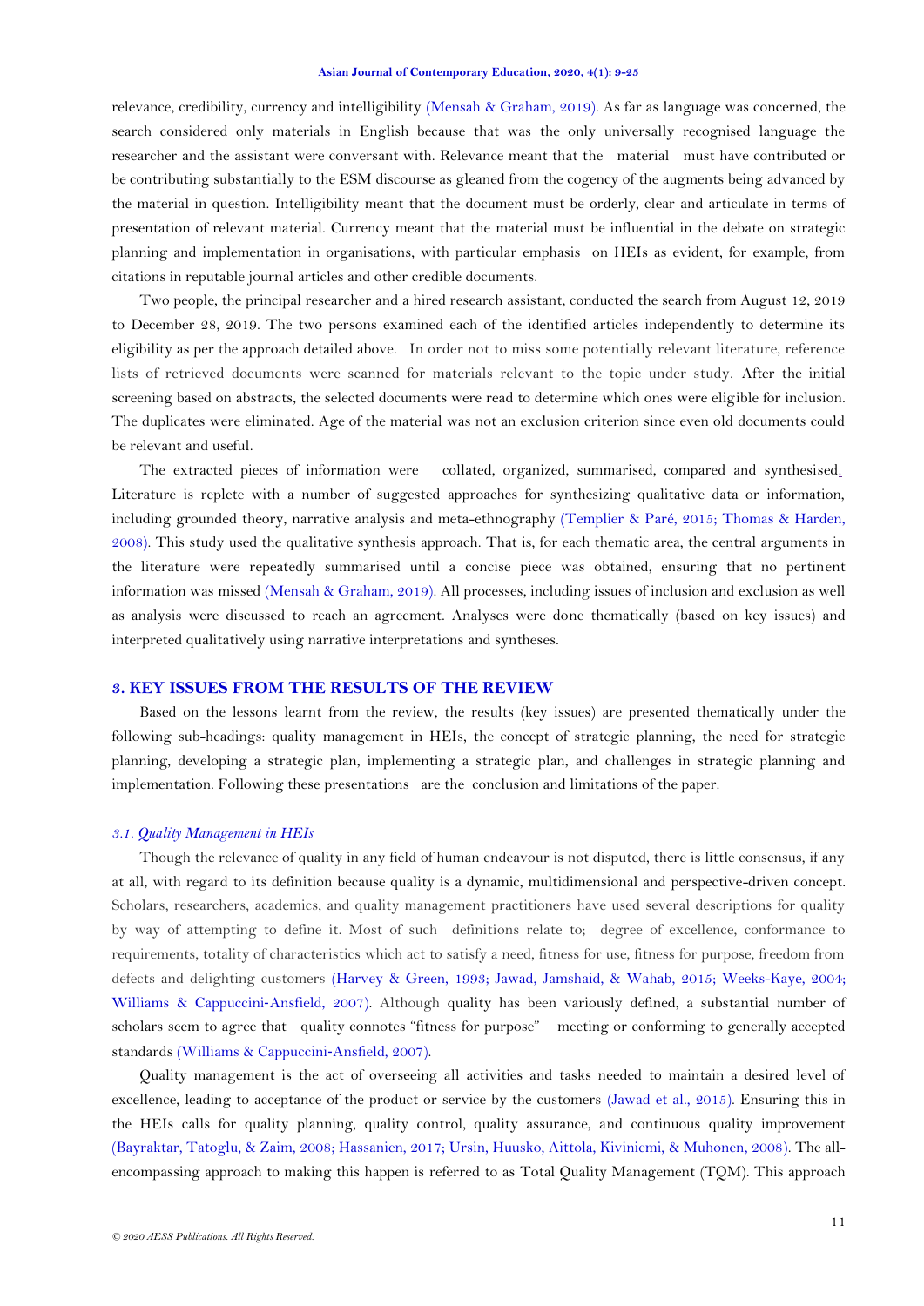relevance, credibility, currency and intelligibility (Mensah & Graham, 2019). As far as language was concerned, the search considered only materials in English because that was the only universally recognised language the researcher and the assistant were conversant with. Relevance meant that the material must have contributed or be contributing substantially to the ESM discourse as gleaned from the cogency of the augments being advanced by the material in question. Intelligibility meant that the document must be orderly, clear and articulate in terms of presentation of relevant material. Currency meant that the material must be influential in the debate on strategic planning and implementation in organisations, with particular emphasis on HEIs as evident, for example, from citations in reputable journal articles and other credible documents.

Two people, the principal researcher and a hired research assistant, conducted the search from August 12, 2019 to December 28, 2019. The two persons examined each of the identified articles independently to determine its eligibility as per the approach detailed above. In order not to miss some potentially relevant literature, reference lists of retrieved documents were scanned for materials relevant to the topic under study. After the initial screening based on abstracts, the selected documents were read to determine which ones were eligible for inclusion. The duplicates were eliminated. Age of the material was not an exclusion criterion since even old documents could be relevant and useful.

The extracted pieces of information were collated, organized, summarised, compared and synthesised. Literature is replete with a number of suggested approaches for synthesizing qualitative data or information, including grounded theory, narrative analysis and meta-ethnography (Templier & Paré, 2015; Thomas & Harden, 2008). This study used the qualitative synthesis approach. That is, for each thematic area, the central arguments in the literature were repeatedly summarised until a concise piece was obtained, ensuring that no pertinent information was missed (Mensah & Graham, 2019). All processes, including issues of inclusion and exclusion as well as analysis were discussed to reach an agreement. Analyses were done thematically (based on key issues) and interpreted qualitatively using narrative interpretations and syntheses.

## 3. KEY ISSUES FROM THE RESULTS OF THE REVIEW

Based on the lessons learnt from the review, the results (key issues) are presented thematically under the following sub-headings: quality management in HEIs, the concept of strategic planning, the need for strategic planning, developing a strategic plan, implementing a strategic plan, and challenges in strategic planning and implementation. Following these presentations are the conclusion and limitations of the paper.

### *3.1. Quality Management in HEIs*

Though the relevance of quality in any field of human endeavour is not disputed, there is little consensus, if any at all, with regard to its definition because quality is a dynamic, multidimensional and perspective-driven concept. Scholars, researchers, academics, and quality management practitioners have used several descriptions for quality by way of attempting to define it. Most of such definitions relate to; degree of excellence, conformance to requirements, totality of characteristics which act to satisfy a need, fitness for use, fitness for purpose, freedom from defects and delighting customers (Harvey & Green, 1993; Jawad, Jamshaid, & Wahab, 2015; Weeks-Kaye, 2004; Williams & Cappuccini-Ansfield, 2007). Although quality has been variously defined, a substantial number of scholars seem to agree that quality connotes "fitness for purpose" – meeting or conforming to generally accepted standards (Williams & Cappuccini-Ansfield, 2007).

Quality management is the act of overseeing all activities and tasks needed to maintain a desired level of excellence, leading to acceptance of the product or service by the customers (Jawad et al., 2015). Ensuring this in the HEIs calls for quality planning, quality control, quality assurance, and continuous quality improvement (Bayraktar, Tatoglu, & Zaim, 2008; Hassanien, 2017; Ursin, Huusko, Aittola, Kiviniemi, & Muhonen, 2008). The all-encompassing approach to making this happen is referred to as Total Quality Management (TQM). This approach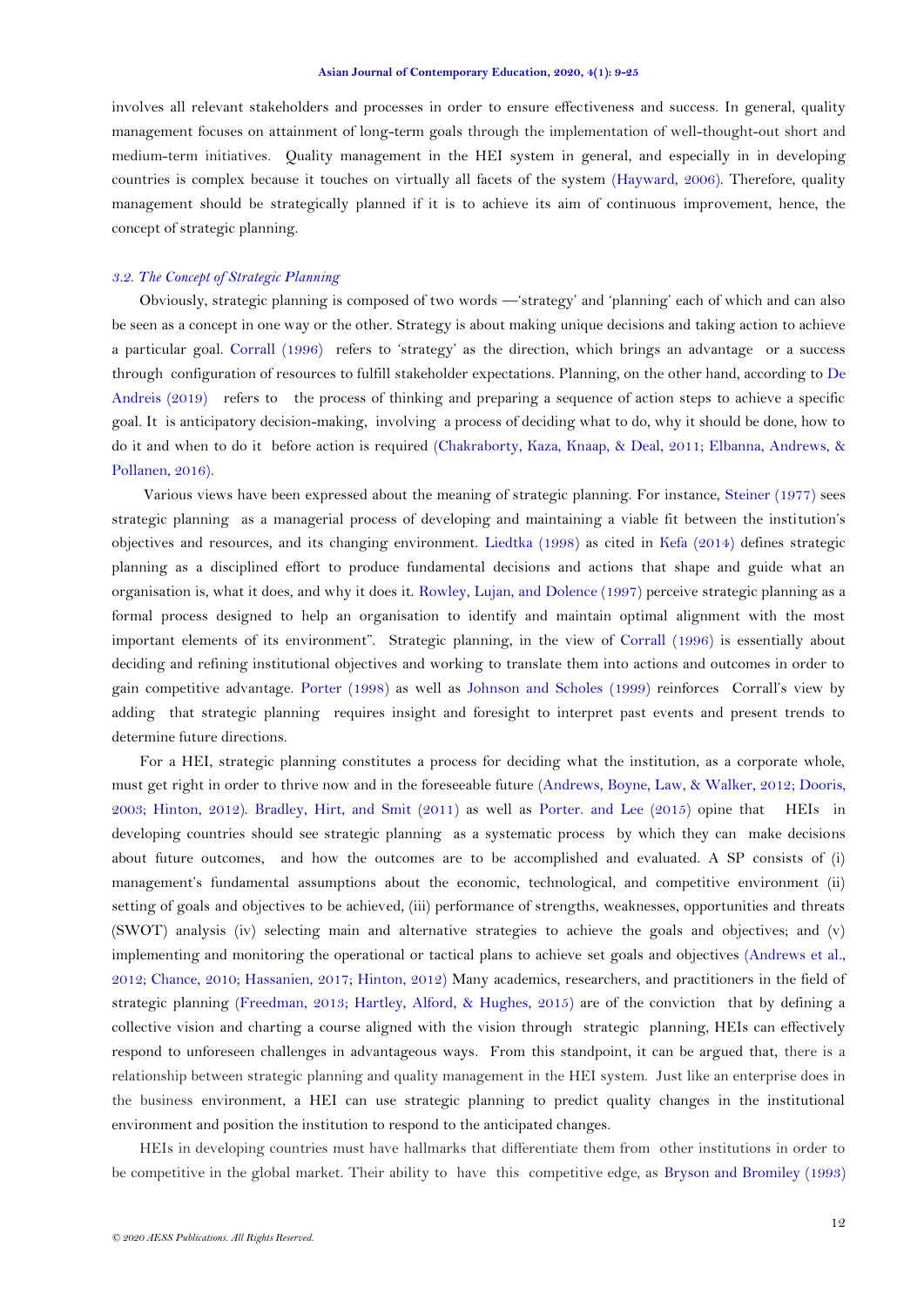involves all relevant stakeholders and processes in order to ensure effectiveness and success. In general, quality management focuses on attainment of long-term goals through the implementation of well-thought-out short and medium-term initiatives. Quality management in the HEI system in general, and especially in in developing countries is complex because it touches on virtually all facets of the system (Hayward, 2006). Therefore, quality management should be strategically planned if it is to achieve its aim of continuous improvement, hence, the concept of strategic planning.

### *3.2. The Concept of Strategic Planning*

Obviously, strategic planning is composed of two words —'strategy' and 'planning' each of which and can also be seen as a concept in one way or the other. Strategy is about making unique decisions and taking action to achieve a particular goal. Corrall (1996) refers to 'strategy' as the direction, which brings an advantage or a success through configuration of resources to fulfill stakeholder expectations. Planning, on the other hand, according to De Andreis (2019) refers to the process of thinking and preparing a sequence of action steps to achieve a specific goal. It is anticipatory decision-making, involving a process of deciding what to do, why it should be done, how to do it and when to do it before action is required (Chakraborty, Kaza, Knaap, & Deal, 2011; Elbanna, Andrews, & Pollanen, 2016).

Various views have been expressed about the meaning of strategic planning. For instance, Steiner (1977) sees strategic planning as a managerial process of developing and maintaining a viable fit between the institution's objectives and resources, and its changing environment. Liedtka (1998) as cited in Kefa (2014) defines strategic planning as a disciplined effort to produce fundamental decisions and actions that shape and guide what an organisation is, what it does, and why it does it. Rowley, Lujan, and Dolence (1997) perceive strategic planning as a formal process designed to help an organisation to identify and maintain optimal alignment with the most important elements of its environment". Strategic planning, in the view of Corrall (1996) is essentially about deciding and refining institutional objectives and working to translate them into actions and outcomes in order to gain competitive advantage. Porter (1998) as well as Johnson and Scholes (1999) reinforces Corrall's view by adding that strategic planning requires insight and foresight to interpret past events and present trends to determine future directions.

For a HEI, strategic planning constitutes a process for deciding what the institution, as a corporate whole, must get right in order to thrive now and in the foreseeable future (Andrews, Boyne, Law, & Walker, 2012; Dooris, 2003; Hinton, 2012). Bradley, Hirt, and Smit (2011) as well as Porter. and Lee (2015) opine that HEIs in developing countries should see strategic planning as a systematic process by which they can make decisions about future outcomes, and how the outcomes are to be accomplished and evaluated. A SP consists of (i) management's fundamental assumptions about the economic, technological, and competitive environment (ii) setting of goals and objectives to be achieved, (iii) performance of strengths, weaknesses, opportunities and threats (SWOT) analysis (iv) selecting main and alternative strategies to achieve the goals and objectives; and (v) implementing and monitoring the operational or tactical plans to achieve set goals and objectives (Andrews et al., 2012; Chance, 2010; Hassanien, 2017; Hinton, 2012) Many academics, researchers, and practitioners in the field of strategic planning (Freedman, 2013; Hartley, Alford, & Hughes, 2015) are of the conviction that by defining a collective vision and charting a course aligned with the vision through strategic planning, HEIs can effectively respond to unforeseen challenges in advantageous ways. From this standpoint, it can be argued that, there is a relationship between strategic planning and quality management in the HEI system. Just like an enterprise does in the business environment, a HEI can use strategic planning to predict quality changes in the institutional environment and position the institution to respond to the anticipated changes.

HEIs in developing countries must have hallmarks that differentiate them from other institutions in order to be competitive in the global market. Their ability to have this competitive edge, as Bryson and Bromiley (1993)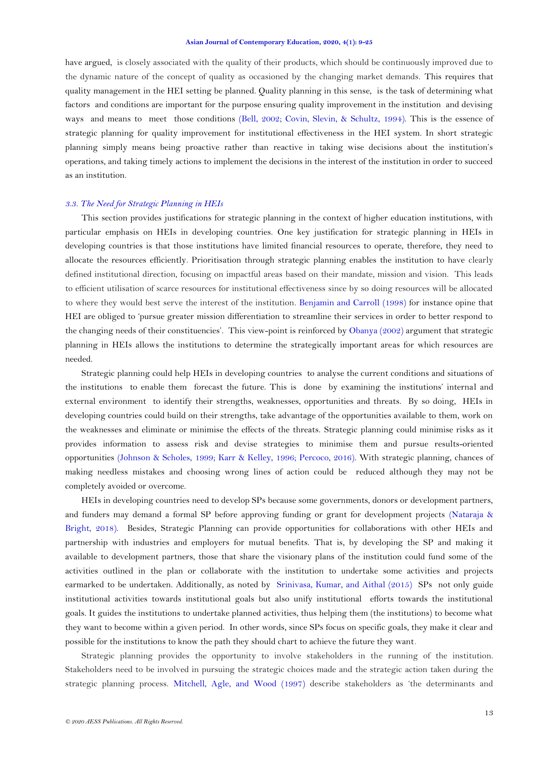have argued, is closely associated with the quality of their products, which should be continuously improved due to the dynamic nature of the concept of quality as occasioned by the changing market demands. This requires that quality management in the HEI setting be planned. Quality planning in this sense, is the task of determining what factors and conditions are important for the purpose ensuring quality improvement in the institution and devising ways and means to meet those conditions (Bell, 2002; Covin, Slevin, & Schultz, 1994). This is the essence of strategic planning for quality improvement for institutional effectiveness in the HEI system. In short strategic planning simply means being proactive rather than reactive in taking wise decisions about the institution's operations, and taking timely actions to implement the decisions in the interest of the institution in order to succeed as an institution.

### *3.3. The Need for Strategic Planning in HEIs*

This section provides justifications for strategic planning in the context of higher education institutions, with particular emphasis on HEIs in developing countries. One key justification for strategic planning in HEIs in developing countries is that those institutions have limited financial resources to operate, therefore, they need to allocate the resources efficiently. Prioritisation through strategic planning enables the institution to have clearly defined institutional direction, focusing on impactful areas based on their mandate, mission and vision. This leads to efficient utilisation of scarce resources for institutional effectiveness since by so doing resources will be allocated to where they would best serve the interest of the institution. Benjamin and Carroll (1998) for instance opine that HEI are obliged to 'pursue greater mission differentiation to streamline their services in order to better respond to the changing needs of their constituencies'. This view-point is reinforced by Obanya (2002) argument that strategic planning in HEIs allows the institutions to determine the strategically important areas for which resources are needed.

Strategic planning could help HEIs in developing countries to analyse the current conditions and situations of the institutions to enable them forecast the future. This is done by examining the institutions' internal and external environment to identify their strengths, weaknesses, opportunities and threats. By so doing, HEIs in developing countries could build on their strengths, take advantage of the opportunities available to them, work on the weaknesses and eliminate or minimise the effects of the threats. Strategic planning could minimise risks as it provides information to assess risk and devise strategies to minimise them and pursue results-oriented opportunities (Johnson & Scholes, 1999; Karr & Kelley, 1996; Percoco, 2016). With strategic planning, chances of making needless mistakes and choosing wrong lines of action could be reduced although they may not be completely avoided or overcome.

HEIs in developing countries need to develop SPs because some governments, donors or development partners, and funders may demand a formal SP before approving funding or grant for development projects (Nataraja & Bright, 2018). Besides, Strategic Planning can provide opportunities for collaborations with other HEIs and partnership with industries and employers for mutual benefits. That is, by developing the SP and making it available to development partners, those that share the visionary plans of the institution could fund some of the activities outlined in the plan or collaborate with the institution to undertake some activities and projects earmarked to be undertaken. Additionally, as noted by Srinivasa, Kumar, and Aithal (2015) SPs not only guide institutional activities towards institutional goals but also unify institutional efforts towards the institutional goals. It guides the institutions to undertake planned activities, thus helping them (the institutions) to become what they want to become within a given period. In other words, since SPs focus on specific goals, they make it clear and possible for the institutions to know the path they should chart to achieve the future they want.

Strategic planning provides the opportunity to involve stakeholders in the running of the institution. Stakeholders need to be involved in pursuing the strategic choices made and the strategic action taken during the strategic planning process. Mitchell, Agle, and Wood (1997) describe stakeholders as 'the determinants and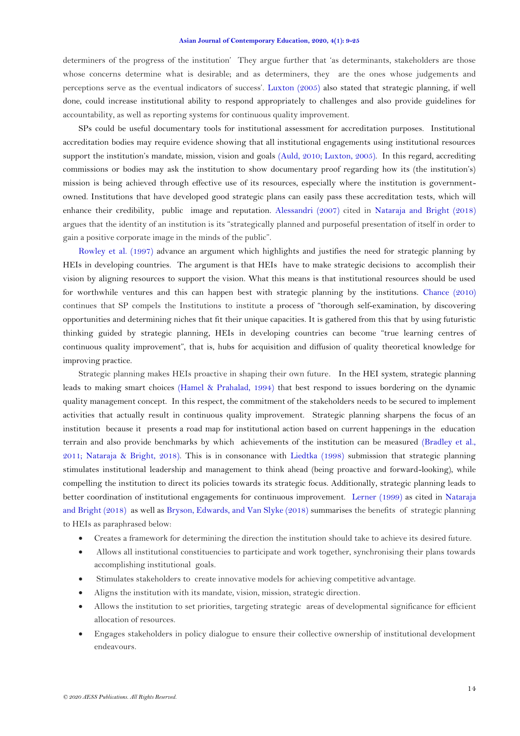determiners of the progress of the institution' They argue further that 'as determinants, stakeholders are those whose concerns determine what is desirable; and as determiners, they are the ones whose judgements and perceptions serve as the eventual indicators of success'. Luxton (2005) also stated that strategic planning, if well done, could increase institutional ability to respond appropriately to challenges and also provide guidelines for accountability, as well as reporting systems for continuous quality improvement.

SPs could be useful documentary tools for institutional assessment for accreditation purposes. Institutional accreditation bodies may require evidence showing that all institutional engagements using institutional resources support the institution's mandate, mission, vision and goals (Auld, 2010; Luxton, 2005). In this regard, accrediting commissions or bodies may ask the institution to show documentary proof regarding how its (the institution's) mission is being achieved through effective use of its resources, especially where the institution is government-owned. Institutions that have developed good strategic plans can easily pass these accreditation tests, which will enhance their credibility, public image and reputation. Alessandri (2007) cited in Nataraja and Bright (2018) argues that the identity of an institution is its "strategically planned and purposeful presentation of itself in order to gain a positive corporate image in the minds of the public".

Rowley et al. (1997) advance an argument which highlights and justifies the need for strategic planning by HEIs in developing countries. The argument is that HEIs have to make strategic decisions to accomplish their vision by aligning resources to support the vision. What this means is that institutional resources should be used for worthwhile ventures and this can happen best with strategic planning by the institutions. Chance (2010) continues that SP compels the Institutions to institute a process of "thorough self-examination, by discovering opportunities and determining niches that fit their unique capacities. It is gathered from this that by using futuristic thinking guided by strategic planning, HEIs in developing countries can become "true learning centres of continuous quality improvement", that is, hubs for acquisition and diffusion of quality theoretical knowledge for improving practice.

Strategic planning makes HEIs proactive in shaping their own future. In the HEI system, strategic planning leads to making smart choices (Hamel & Prahalad, 1994) that best respond to issues bordering on the dynamic quality management concept. In this respect, the commitment of the stakeholders needs to be secured to implement activities that actually result in continuous quality improvement. Strategic planning sharpens the focus of an institution because it presents a road map for institutional action based on current happenings in the education terrain and also provide benchmarks by which achievements of the institution can be measured (Bradley et al., 2011; Nataraja & Bright, 2018). This is in consonance with Liedtka (1998) submission that strategic planning stimulates institutional leadership and management to think ahead (being proactive and forward-looking), while compelling the institution to direct its policies towards its strategic focus. Additionally, strategic planning leads to better coordination of institutional engagements for continuous improvement. Lerner (1999) as cited in Nataraja and Bright (2018) as well as Bryson, Edwards, and Van Slyke (2018) summarises the benefits of strategic planning to HEIs as paraphrased below:

- Creates a framework for determining the direction the institution should take to achieve its desired future.
- Allows all institutional constituencies to participate and work together, synchronising their plans towards accomplishing institutional goals.
- Stimulates stakeholders to create innovative models for achieving competitive advantage.
- Aligns the institution with its mandate, vision, mission, strategic direction.
- Allows the institution to set priorities, targeting strategic areas of developmental significance for efficient allocation of resources.
- Engages stakeholders in policy dialogue to ensure their collective ownership of institutional development endeavours.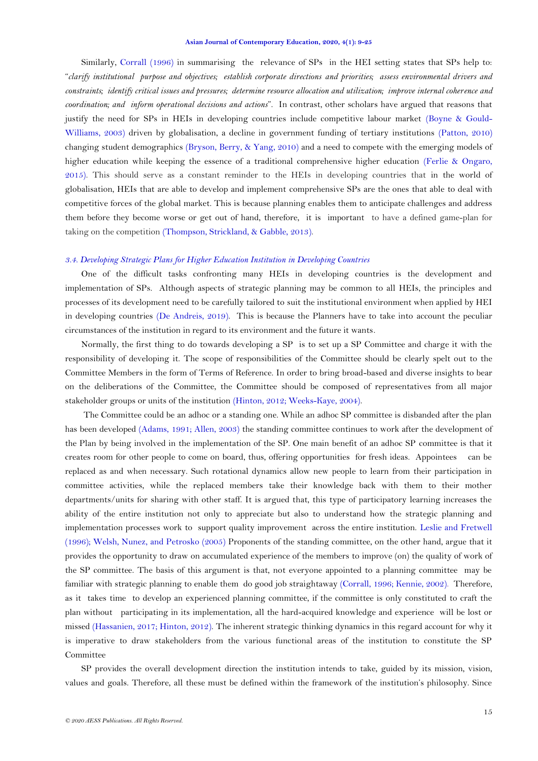Similarly, Corrall (1996) in summarising the relevance of SPs in the HEI setting states that SPs help to: "*clarify institutional purpose and objectives; establish corporate directions and priorities; assess environmental drivers and constraints; identify critical issues and pressures; determine resource allocation and utilization; improve internal coherence and coordination; and inform operational decisions and actions*". In contrast, other scholars have argued that reasons that justify the need for SPs in HEIs in developing countries include competitive labour market (Boyne & Gould-Williams, 2003) driven by globalisation, a decline in government funding of tertiary institutions (Patton, 2010) changing student demographics (Bryson, Berry, & Yang, 2010) and a need to compete with the emerging models of higher education while keeping the essence of a traditional comprehensive higher education (Ferlie & Ongaro, 2015). This should serve as a constant reminder to the HEIs in developing countries that in the world of globalisation, HEIs that are able to develop and implement comprehensive SPs are the ones that able to deal with competitive forces of the global market. This is because planning enables them to anticipate challenges and address them before they become worse or get out of hand, therefore, it is important to have a defined game-plan for taking on the competition (Thompson, Strickland, & Gabble, 2013).

### *3.4. Developing Strategic Plans for Higher Education Institution in Developing Countries*

One of the difficult tasks confronting many HEIs in developing countries is the development and implementation of SPs. Although aspects of strategic planning may be common to all HEIs, the principles and processes of its development need to be carefully tailored to suit the institutional environment when applied by HEI in developing countries (De Andreis, 2019). This is because the Planners have to take into account the peculiar circumstances of the institution in regard to its environment and the future it wants.

Normally, the first thing to do towards developing a SP is to set up a SP Committee and charge it with the responsibility of developing it. The scope of responsibilities of the Committee should be clearly spelt out to the Committee Members in the form of Terms of Reference. In order to bring broad-based and diverse insights to bear on the deliberations of the Committee, the Committee should be composed of representatives from all major stakeholder groups or units of the institution (Hinton, 2012; Weeks-Kaye, 2004).

The Committee could be an adhoc or a standing one. While an adhoc SP committee is disbanded after the plan has been developed (Adams, 1991; Allen, 2003) the standing committee continues to work after the development of the Plan by being involved in the implementation of the SP. One main benefit of an adhoc SP committee is that it creates room for other people to come on board, thus, offering opportunities for fresh ideas. Appointees can be replaced as and when necessary. Such rotational dynamics allow new people to learn from their participation in committee activities, while the replaced members take their knowledge back with them to their mother departments/units for sharing with other staff. It is argued that, this type of participatory learning increases the ability of the entire institution not only to appreciate but also to understand how the strategic planning and implementation processes work to support quality improvement across the entire institution. Leslie and Fretwell (1996); Welsh, Nunez, and Petrosko (2005) Proponents of the standing committee, on the other hand, argue that it provides the opportunity to draw on accumulated experience of the members to improve (on) the quality of work of the SP committee. The basis of this argument is that, not everyone appointed to a planning committee may be familiar with strategic planning to enable them do good job straightaway (Corrall, 1996; Kennie, 2002). Therefore, as it takes time to develop an experienced planning committee, if the committee is only constituted to craft the plan without participating in its implementation, all the hard-acquired knowledge and experience will be lost or missed (Hassanien, 2017; Hinton, 2012). The inherent strategic thinking dynamics in this regard account for why it is imperative to draw stakeholders from the various functional areas of the institution to constitute the SP Committee

SP provides the overall development direction the institution intends to take, guided by its mission, vision, values and goals. Therefore, all these must be defined within the framework of the institution's philosophy. Since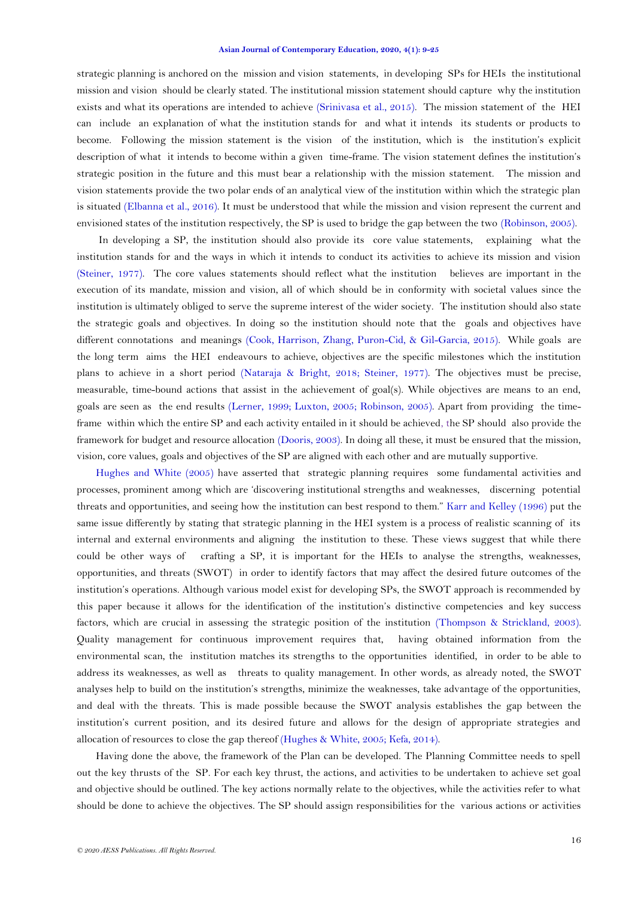strategic planning is anchored on the mission and vision statements, in developing SPs for HEIs the institutional mission and vision should be clearly stated. The institutional mission statement should capture why the institution exists and what its operations are intended to achieve (Srinivasa et al., 2015). The mission statement of the HEI can include an explanation of what the institution stands for and what it intends its students or products to become. Following the mission statement is the vision of the institution, which is the institution's explicit description of what it intends to become within a given time-frame. The vision statement defines the institution's strategic position in the future and this must bear a relationship with the mission statement. The mission and vision statements provide the two polar ends of an analytical view of the institution within which the strategic plan is situated (Elbanna et al., 2016). It must be understood that while the mission and vision represent the current and envisioned states of the institution respectively, the SP is used to bridge the gap between the two (Robinson, 2005).

In developing a SP, the institution should also provide its core value statements, explaining what the institution stands for and the ways in which it intends to conduct its activities to achieve its mission and vision (Steiner, 1977). The core values statements should reflect what the institution believes are important in the execution of its mandate, mission and vision, all of which should be in conformity with societal values since the institution is ultimately obliged to serve the supreme interest of the wider society. The institution should also state the strategic goals and objectives. In doing so the institution should note that the goals and objectives have different connotations and meanings (Cook, Harrison, Zhang, Puron-Cid, & Gil-Garcia, 2015). While goals are the long term aims the HEI endeavours to achieve, objectives are the specific milestones which the institution plans to achieve in a short period (Nataraja & Bright, 2018; Steiner, 1977). The objectives must be precise, measurable, time-bound actions that assist in the achievement of goal(s). While objectives are means to an end, goals are seen as the end results (Lerner, 1999; Luxton, 2005; Robinson, 2005). Apart from providing the time-frame within which the entire SP and each activity entailed in it should be achieved, the SP should also provide the framework for budget and resource allocation (Dooris, 2003). In doing all these, it must be ensured that the mission, vision, core values, goals and objectives of the SP are aligned with each other and are mutually supportive.

Hughes and White (2005) have asserted that strategic planning requires some fundamental activities and processes, prominent among which are 'discovering institutional strengths and weaknesses, discerning potential threats and opportunities, and seeing how the institution can best respond to them." Karr and Kelley (1996) put the same issue differently by stating that strategic planning in the HEI system is a process of realistic scanning of its internal and external environments and aligning the institution to these. These views suggest that while there could be other ways of crafting a SP, it is important for the HEIs to analyse the strengths, weaknesses, opportunities, and threats (SWOT) in order to identify factors that may affect the desired future outcomes of the institution's operations. Although various model exist for developing SPs, the SWOT approach is recommended by this paper because it allows for the identification of the institution's distinctive competencies and key success factors, which are crucial in assessing the strategic position of the institution (Thompson & Strickland, 2003). Quality management for continuous improvement requires that, having obtained information from the environmental scan, the institution matches its strengths to the opportunities identified, in order to be able to address its weaknesses, as well as threats to quality management. In other words, as already noted, the SWOT analyses help to build on the institution's strengths, minimize the weaknesses, take advantage of the opportunities, and deal with the threats. This is made possible because the SWOT analysis establishes the gap between the institution's current position, and its desired future and allows for the design of appropriate strategies and allocation of resources to close the gap thereof (Hughes & White, 2005; Kefa, 2014).

Having done the above, the framework of the Plan can be developed. The Planning Committee needs to spell out the key thrusts of the SP. For each key thrust, the actions, and activities to be undertaken to achieve set goal and objective should be outlined. The key actions normally relate to the objectives, while the activities refer to what should be done to achieve the objectives. The SP should assign responsibilities for the various actions or activities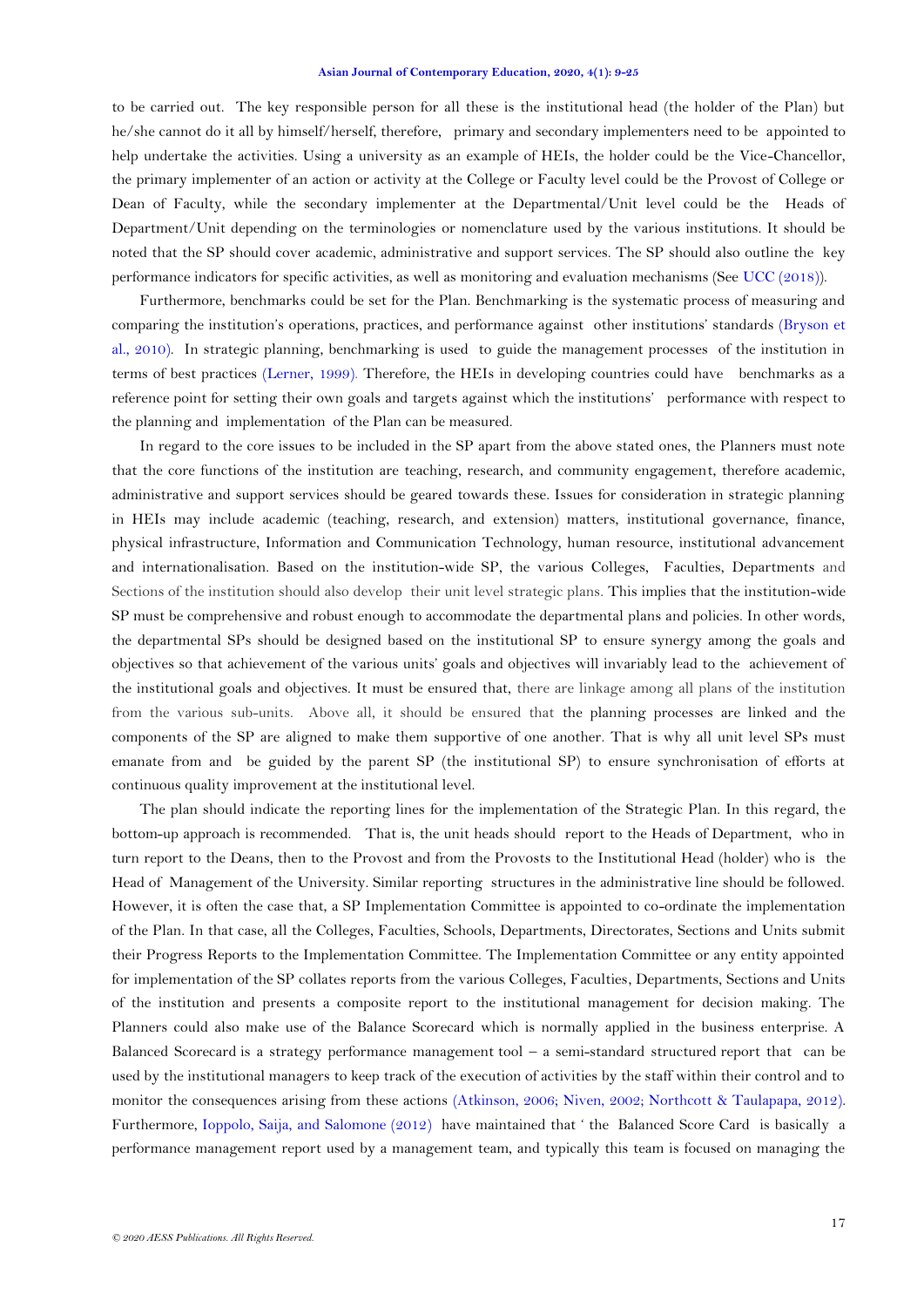to be carried out. The key responsible person for all these is the institutional head (the holder of the Plan) but he/she cannot do it all by himself/herself, therefore, primary and secondary implementers need to be appointed to help undertake the activities. Using a university as an example of HEIs, the holder could be the Vice-Chancellor, the primary implementer of an action or activity at the College or Faculty level could be the Provost of College or Dean of Faculty, while the secondary implementer at the Departmental/Unit level could be the Heads of Department/Unit depending on the terminologies or nomenclature used by the various institutions. It should be noted that the SP should cover academic, administrative and support services. The SP should also outline the key performance indicators for specific activities, as well as monitoring and evaluation mechanisms (See UCC (2018)).

Furthermore, benchmarks could be set for the Plan. Benchmarking is the systematic process of measuring and comparing the institution's operations, practices, and performance against other institutions' standards (Bryson et al., 2010). In strategic planning, benchmarking is used to guide the management processes of the institution in terms of best practices (Lerner, 1999). Therefore, the HEIs in developing countries could have benchmarks as a reference point for setting their own goals and targets against which the institutions' performance with respect to the planning and implementation of the Plan can be measured.

In regard to the core issues to be included in the SP apart from the above stated ones, the Planners must note that the core functions of the institution are teaching, research, and community engagement, therefore academic, administrative and support services should be geared towards these. Issues for consideration in strategic planning in HEIs may include academic (teaching, research, and extension) matters, institutional governance, finance, physical infrastructure, Information and Communication Technology, human resource, institutional advancement and internationalisation. Based on the institution-wide SP, the various Colleges, Faculties, Departments and Sections of the institution should also develop their unit level strategic plans. This implies that the institution-wide SP must be comprehensive and robust enough to accommodate the departmental plans and policies. In other words, the departmental SPs should be designed based on the institutional SP to ensure synergy among the goals and objectives so that achievement of the various units' goals and objectives will invariably lead to the achievement of the institutional goals and objectives. It must be ensured that, there are linkage among all plans of the institution from the various sub-units. Above all, it should be ensured that the planning processes are linked and the components of the SP are aligned to make them supportive of one another. That is why all unit level SPs must emanate from and be guided by the parent SP (the institutional SP) to ensure synchronisation of efforts at continuous quality improvement at the institutional level.

The plan should indicate the reporting lines for the implementation of the Strategic Plan. In this regard, the bottom-up approach is recommended. That is, the unit heads should report to the Heads of Department, who in turn report to the Deans, then to the Provost and from the Provosts to the Institutional Head (holder) who is the Head of Management of the University. Similar reporting structures in the administrative line should be followed. However, it is often the case that, a SP Implementation Committee is appointed to co-ordinate the implementation of the Plan. In that case, all the Colleges, Faculties, Schools, Departments, Directorates, Sections and Units submit their Progress Reports to the Implementation Committee. The Implementation Committee or any entity appointed for implementation of the SP collates reports from the various Colleges, Faculties, Departments, Sections and Units of the institution and presents a composite report to the institutional management for decision making. The Planners could also make use of the Balance Scorecard which is normally applied in the business enterprise. A Balanced Scorecard is a strategy performance management tool – a semi-standard structured report that can be used by the institutional managers to keep track of the execution of activities by the staff within their control and to monitor the consequences arising from these actions (Atkinson, 2006; Niven, 2002; Northcott & Taulapapa, 2012). Furthermore, Ioppolo, Saija, and Salomone (2012) have maintained that ' the Balanced Score Card is basically a performance management report used by a management team, and typically this team is focused on managing the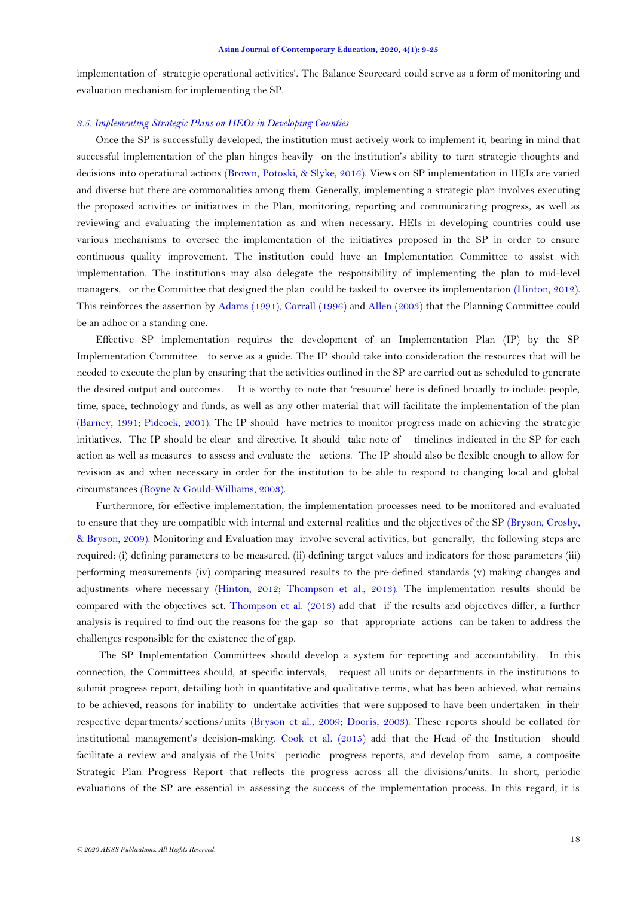implementation of strategic operational activities'. The Balance Scorecard could serve as a form of monitoring and evaluation mechanism for implementing the SP.

### *3.5. Implementing Strategic Plans on HEOs in Developing Counties*

Once the SP is successfully developed, the institution must actively work to implement it, bearing in mind that successful implementation of the plan hinges heavily on the institution's ability to turn strategic thoughts and decisions into operational actions (Brown, Potoski, & Slyke, 2016). Views on SP implementation in HEIs are varied and diverse but there are commonalities among them. Generally, implementing a strategic plan involves executing the proposed activities or initiatives in the Plan, monitoring, reporting and communicating progress, as well as reviewing and evaluating the implementation as and when necessary. HEIs in developing countries could use various mechanisms to oversee the implementation of the initiatives proposed in the SP in order to ensure continuous quality improvement. The institution could have an Implementation Committee to assist with implementation. The institutions may also delegate the responsibility of implementing the plan to mid-level managers, or the Committee that designed the plan could be tasked to oversee its implementation (Hinton, 2012). This reinforces the assertion by Adams (1991), Corrall (1996) and Allen (2003) that the Planning Committee could be an adhoc or a standing one.

Effective SP implementation requires the development of an Implementation Plan (IP) by the SP Implementation Committee to serve as a guide. The IP should take into consideration the resources that will be needed to execute the plan by ensuring that the activities outlined in the SP are carried out as scheduled to generate the desired output and outcomes. It is worthy to note that 'resource' here is defined broadly to include: people, time, space, technology and funds, as well as any other material that will facilitate the implementation of the plan (Barney, 1991; Pidcock, 2001). The IP should have metrics to monitor progress made on achieving the strategic initiatives. The IP should be clear and directive. It should take note of timelines indicated in the SP for each action as well as measures to assess and evaluate the actions. The IP should also be flexible enough to allow for revision as and when necessary in order for the institution to be able to respond to changing local and global circumstances (Boyne & Gould-Williams, 2003).

Furthermore, for effective implementation, the implementation processes need to be monitored and evaluated to ensure that they are compatible with internal and external realities and the objectives of the SP (Bryson, Crosby, & Bryson, 2009). Monitoring and Evaluation may involve several activities, but generally, the following steps are required: (i) defining parameters to be measured, (ii) defining target values and indicators for those parameters (iii) performing measurements (iv) comparing measured results to the pre-defined standards (v) making changes and adjustments where necessary (Hinton, 2012; Thompson et al., 2013). The implementation results should be compared with the objectives set. Thompson et al. (2013) add that if the results and objectives differ, a further analysis is required to find out the reasons for the gap so that appropriate actions can be taken to address the challenges responsible for the existence the of gap.

The SP Implementation Committees should develop a system for reporting and accountability. In this connection, the Committees should, at specific intervals, request all units or departments in the institutions to submit progress report, detailing both in quantitative and qualitative terms, what has been achieved, what remains to be achieved, reasons for inability to undertake activities that were supposed to have been undertaken in their respective departments/sections/units (Bryson et al., 2009; Dooris, 2003). These reports should be collated for institutional management's decision-making. Cook et al. (2015) add that the Head of the Institution should facilitate a review and analysis of the Units' periodic progress reports, and develop from same, a composite Strategic Plan Progress Report that reflects the progress across all the divisions/units. In short, periodic evaluations of the SP are essential in assessing the success of the implementation process. In this regard, it is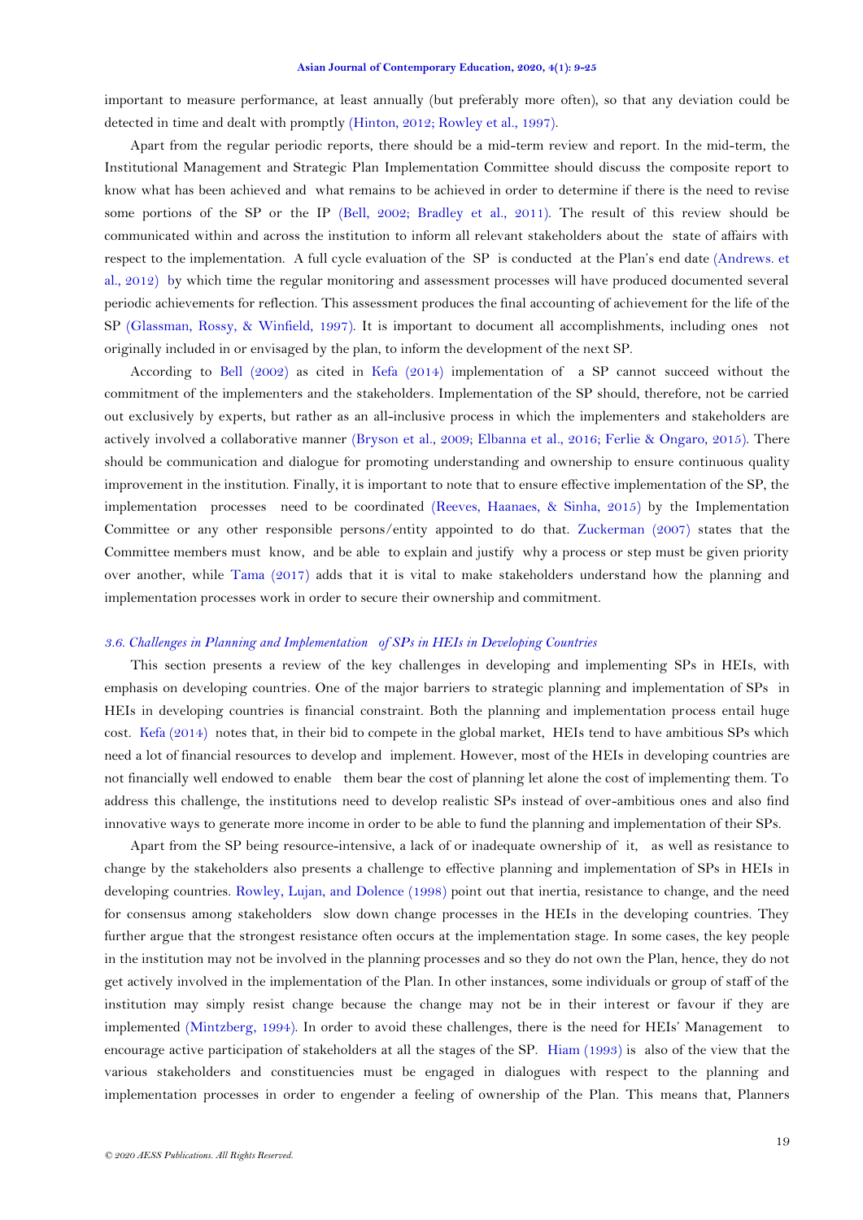important to measure performance, at least annually (but preferably more often), so that any deviation could be detected in time and dealt with promptly (Hinton, 2012; Rowley et al., 1997).

Apart from the regular periodic reports, there should be a mid-term review and report. In the mid-term, the Institutional Management and Strategic Plan Implementation Committee should discuss the composite report to know what has been achieved and what remains to be achieved in order to determine if there is the need to revise some portions of the SP or the IP (Bell, 2002; Bradley et al., 2011). The result of this review should be communicated within and across the institution to inform all relevant stakeholders about the state of affairs with respect to the implementation. A full cycle evaluation of the SP is conducted at the Plan's end date (Andrews. et al., 2012) by which time the regular monitoring and assessment processes will have produced documented several periodic achievements for reflection. This assessment produces the final accounting of achievement for the life of the SP (Glassman, Rossy, & Winfield, 1997). It is important to document all accomplishments, including ones not originally included in or envisaged by the plan, to inform the development of the next SP.

According to Bell (2002) as cited in Kefa (2014) implementation of a SP cannot succeed without the commitment of the implementers and the stakeholders. Implementation of the SP should, therefore, not be carried out exclusively by experts, but rather as an all-inclusive process in which the implementers and stakeholders are actively involved a collaborative manner (Bryson et al., 2009; Elbanna et al., 2016; Ferlie & Ongaro, 2015). There should be communication and dialogue for promoting understanding and ownership to ensure continuous quality improvement in the institution. Finally, it is important to note that to ensure effective implementation of the SP, the implementation processes need to be coordinated (Reeves, Haanaes, & Sinha, 2015) by the Implementation Committee or any other responsible persons/entity appointed to do that. Zuckerman (2007) states that the Committee members must know, and be able to explain and justify why a process or step must be given priority over another, while Tama (2017) adds that it is vital to make stakeholders understand how the planning and implementation processes work in order to secure their ownership and commitment.

### *3.6. Challenges in Planning and Implementation of SPs in HEIs in Developing Countries*

This section presents a review of the key challenges in developing and implementing SPs in HEIs, with emphasis on developing countries. One of the major barriers to strategic planning and implementation of SPs in HEIs in developing countries is financial constraint. Both the planning and implementation process entail huge cost. Kefa (2014) notes that, in their bid to compete in the global market, HEIs tend to have ambitious SPs which need a lot of financial resources to develop and implement. However, most of the HEIs in developing countries are not financially well endowed to enable them bear the cost of planning let alone the cost of implementing them. To address this challenge, the institutions need to develop realistic SPs instead of over-ambitious ones and also find innovative ways to generate more income in order to be able to fund the planning and implementation of their SPs.

Apart from the SP being resource-intensive, a lack of or inadequate ownership of it, as well as resistance to change by the stakeholders also presents a challenge to effective planning and implementation of SPs in HEIs in developing countries. Rowley, Lujan, and Dolence (1998) point out that inertia, resistance to change, and the need for consensus among stakeholders slow down change processes in the HEIs in the developing countries. They further argue that the strongest resistance often occurs at the implementation stage. In some cases, the key people in the institution may not be involved in the planning processes and so they do not own the Plan, hence, they do not get actively involved in the implementation of the Plan. In other instances, some individuals or group of staff of the institution may simply resist change because the change may not be in their interest or favour if they are implemented (Mintzberg, 1994). In order to avoid these challenges, there is the need for HEIs' Management to encourage active participation of stakeholders at all the stages of the SP. Hiam (1993) is also of the view that the various stakeholders and constituencies must be engaged in dialogues with respect to the planning and implementation processes in order to engender a feeling of ownership of the Plan. This means that, Planners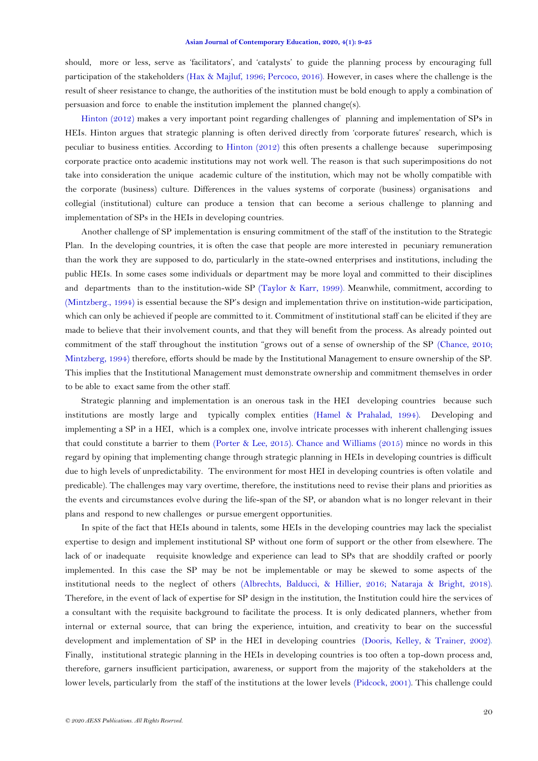should, more or less, serve as 'facilitators', and 'catalysts' to guide the planning process by encouraging full participation of the stakeholders (Hax & Majluf, 1996; Percoco, 2016). However, in cases where the challenge is the result of sheer resistance to change, the authorities of the institution must be bold enough to apply a combination of persuasion and force to enable the institution implement the planned change(s).

Hinton (2012) makes a very important point regarding challenges of planning and implementation of SPs in HEIs. Hinton argues that strategic planning is often derived directly from 'corporate futures' research, which is peculiar to business entities. According to Hinton (2012) this often presents a challenge because superimposing corporate practice onto academic institutions may not work well. The reason is that such superimpositions do not take into consideration the unique academic culture of the institution, which may not be wholly compatible with the corporate (business) culture. Differences in the values systems of corporate (business) organisations and collegial (institutional) culture can produce a tension that can become a serious challenge to planning and implementation of SPs in the HEIs in developing countries.

Another challenge of SP implementation is ensuring commitment of the staff of the institution to the Strategic Plan. In the developing countries, it is often the case that people are more interested in pecuniary remuneration than the work they are supposed to do, particularly in the state-owned enterprises and institutions, including the public HEIs. In some cases some individuals or department may be more loyal and committed to their disciplines and departments than to the institution-wide SP (Taylor & Karr, 1999). Meanwhile, commitment, according to (Mintzberg., 1994) is essential because the SP's design and implementation thrive on institution-wide participation, which can only be achieved if people are committed to it. Commitment of institutional staff can be elicited if they are made to believe that their involvement counts, and that they will benefit from the process. As already pointed out commitment of the staff throughout the institution "grows out of a sense of ownership of the SP (Chance, 2010; Mintzberg, 1994) therefore, efforts should be made by the Institutional Management to ensure ownership of the SP. This implies that the Institutional Management must demonstrate ownership and commitment themselves in order to be able to exact same from the other staff.

Strategic planning and implementation is an onerous task in the HEI developing countries because such institutions are mostly large and typically complex entities (Hamel & Prahalad, 1994). Developing and implementing a SP in a HEI, which is a complex one, involve intricate processes with inherent challenging issues that could constitute a barrier to them (Porter & Lee, 2015). Chance and Williams (2015) mince no words in this regard by opining that implementing change through strategic planning in HEIs in developing countries is difficult due to high levels of unpredictability. The environment for most HEI in developing countries is often volatile and predicable). The challenges may vary overtime, therefore, the institutions need to revise their plans and priorities as the events and circumstances evolve during the life-span of the SP, or abandon what is no longer relevant in their plans and respond to new challenges or pursue emergent opportunities.

In spite of the fact that HEIs abound in talents, some HEIs in the developing countries may lack the specialist expertise to design and implement institutional SP without one form of support or the other from elsewhere. The lack of or inadequate requisite knowledge and experience can lead to SPs that are shoddily crafted or poorly implemented. In this case the SP may be not be implementable or may be skewed to some aspects of the institutional needs to the neglect of others (Albrechts, Balducci, & Hillier, 2016; Nataraja & Bright, 2018). Therefore, in the event of lack of expertise for SP design in the institution, the Institution could hire the services of a consultant with the requisite background to facilitate the process. It is only dedicated planners, whether from internal or external source, that can bring the experience, intuition, and creativity to bear on the successful development and implementation of SP in the HEI in developing countries (Dooris, Kelley, & Trainer, 2002). Finally, institutional strategic planning in the HEIs in developing countries is too often a top-down process and, therefore, garners insufficient participation, awareness, or support from the majority of the stakeholders at the lower levels, particularly from the staff of the institutions at the lower levels (Pidcock, 2001). This challenge could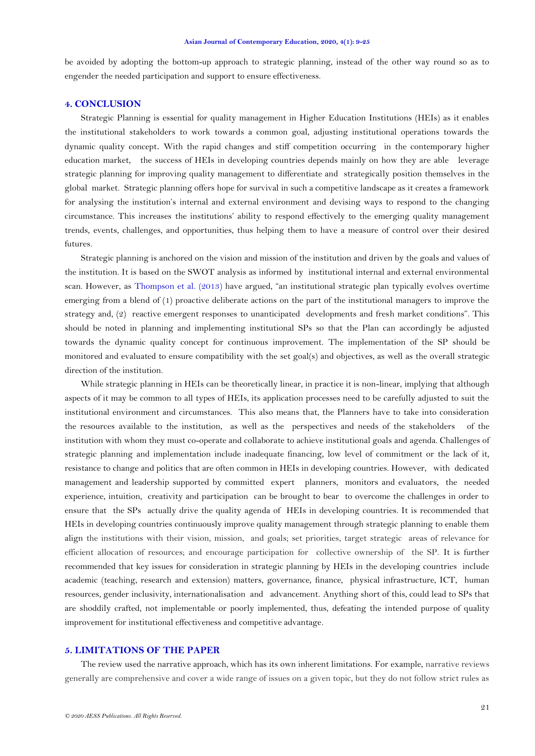be avoided by adopting the bottom-up approach to strategic planning, instead of the other way round so as to engender the needed participation and support to ensure effectiveness.

## 4. CONCLUSION

Strategic Planning is essential for quality management in Higher Education Institutions (HEIs) as it enables the institutional stakeholders to work towards a common goal, adjusting institutional operations towards the dynamic quality concept. With the rapid changes and stiff competition occurring in the contemporary higher education market, the success of HEIs in developing countries depends mainly on how they are able leverage strategic planning for improving quality management to differentiate and strategically position themselves in the global market. Strategic planning offers hope for survival in such a competitive landscape as it creates a framework for analysing the institution's internal and external environment and devising ways to respond to the changing circumstance. This increases the institutions' ability to respond effectively to the emerging quality management trends, events, challenges, and opportunities, thus helping them to have a measure of control over their desired futures.

Strategic planning is anchored on the vision and mission of the institution and driven by the goals and values of the institution. It is based on the SWOT analysis as informed by institutional internal and external environmental scan. However, as Thompson et al. (2013) have argued, "an institutional strategic plan typically evolves overtime emerging from a blend of (1) proactive deliberate actions on the part of the institutional managers to improve the strategy and, (2) reactive emergent responses to unanticipated developments and fresh market conditions". This should be noted in planning and implementing institutional SPs so that the Plan can accordingly be adjusted towards the dynamic quality concept for continuous improvement. The implementation of the SP should be monitored and evaluated to ensure compatibility with the set goal(s) and objectives, as well as the overall strategic direction of the institution.

While strategic planning in HEIs can be theoretically linear, in practice it is non-linear, implying that although aspects of it may be common to all types of HEIs, its application processes need to be carefully adjusted to suit the institutional environment and circumstances. This also means that, the Planners have to take into consideration the resources available to the institution, as well as the perspectives and needs of the stakeholders of the institution with whom they must co-operate and collaborate to achieve institutional goals and agenda. Challenges of strategic planning and implementation include inadequate financing, low level of commitment or the lack of it, resistance to change and politics that are often common in HEIs in developing countries. However, with dedicated management and leadership supported by committed expert planners, monitors and evaluators, the needed experience, intuition, creativity and participation can be brought to bear to overcome the challenges in order to ensure that the SPs actually drive the quality agenda of HEIs in developing countries. It is recommended that HEIs in developing countries continuously improve quality management through strategic planning to enable them align the institutions with their vision, mission, and goals; set priorities, target strategic areas of relevance for efficient allocation of resources; and encourage participation for collective ownership of the SP. It is further recommended that key issues for consideration in strategic planning by HEIs in the developing countries include academic (teaching, research and extension) matters, governance, finance, physical infrastructure, ICT, human resources, gender inclusivity, internationalisation and advancement. Anything short of this, could lead to SPs that are shoddily crafted, not implementable or poorly implemented, thus, defeating the intended purpose of quality improvement for institutional effectiveness and competitive advantage.

## 5. LIMITATIONS OF THE PAPER

The review used the narrative approach, which has its own inherent limitations. For example, narrative reviews generally are comprehensive and cover a wide range of issues on a given topic, but they do not follow strict rules as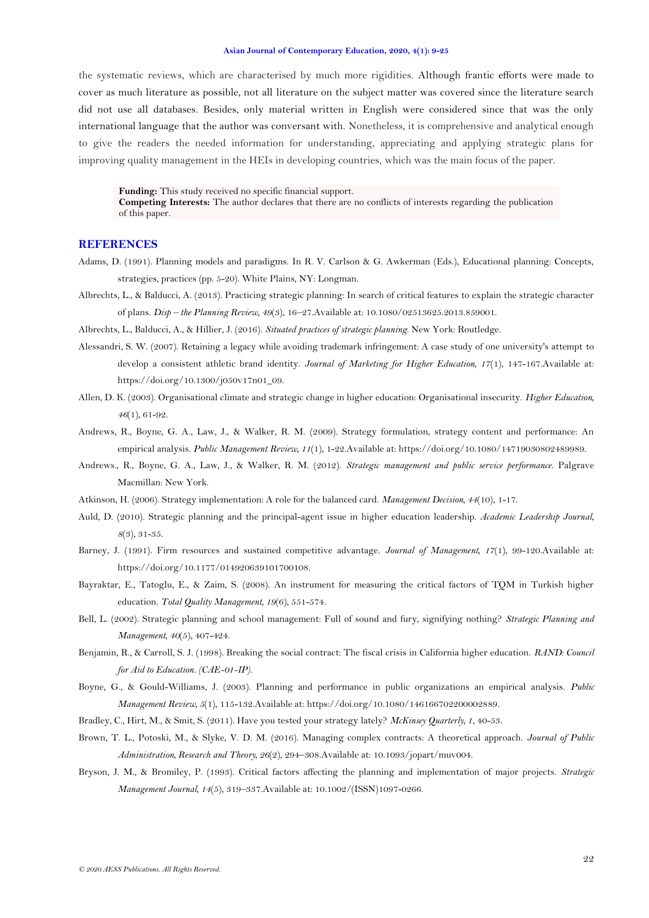the systematic reviews, which are characterised by much more rigidities. Although frantic efforts were made to cover as much literature as possible, not all literature on the subject matter was covered since the literature search did not use all databases. Besides, only material written in English were considered since that was the only international language that the author was conversant with. Nonetheless, it is comprehensive and analytical enough to give the readers the needed information for understanding, appreciating and applying strategic plans for improving quality management in the HEIs in developing countries, which was the main focus of the paper.

**Funding:** This study received no specific financial support.
**Competing Interests:** The author declares that there are no conflicts of interests regarding the publication of this paper.

## REFERENCES

Adams, D. (1991). Planning models and paradigms. In R. V. Carlson & G. Awkerman (Eds.), Educational planning: Concepts, strategies, practices (pp. 5-20). White Plains, NY: Longman.

Albrechts, L., & Balducci, A. (2013). Practicing strategic planning: In search of critical features to explain the strategic character of plans. *Disp – the Planning Review, 49*(3), 16–27.Available at: 10.1080/02513625.2013.859001.

Albrechts, L., Balducci, A., & Hillier, J. (2016). *Situated practices of strategic planning*. New York: Routledge.

Alessandri, S. W. (2007). Retaining a legacy while avoiding trademark infringement: A case study of one university's attempt to develop a consistent athletic brand identity. *Journal of Marketing for Higher Education, 17*(1), 147-167.Available at: https://doi.org/10.1300/j050v17n01_09.

Allen, D. K. (2003). Organisational climate and strategic change in higher education: Organisational insecurity. *Higher Education, 46*(1), 61-92.

Andrews, R., Boyne, G. A., Law, J., & Walker, R. M. (2009). Strategy formulation, strategy content and performance: An empirical analysis. *Public Management Review, 11*(1), 1-22.Available at: https://doi.org/10.1080/14719030802489989.

Andrews., R., Boyne, G. A., Law, J., & Walker, R. M. (2012). *Strategic management and public service performance*. Palgrave Macmillan: New York.

Atkinson, H. (2006). Strategy implementation: A role for the balanced card. *Management Decision, 44*(10), 1-17.

Auld, D. (2010). Strategic planning and the principal-agent issue in higher education leadership. *Academic Leadership Journal, 8*(3), 31-35.

Barney, J. (1991). Firm resources and sustained competitive advantage. *Journal of Management, 17*(1), 99-120.Available at: https://doi.org/10.1177/014920639101700108.

Bayraktar, E., Tatoglu, E., & Zaim, S. (2008). An instrument for measuring the critical factors of TQM in Turkish higher education. *Total Quality Management, 19*(6), 551-574.

Bell, L. (2002). Strategic planning and school management: Full of sound and fury, signifying nothing? *Strategic Planning and Management, 40*(5), 407-424.

Benjamin, R., & Carroll, S. J. (1998). Breaking the social contract: The fiscal crisis in California higher education. *RAND: Council for Aid to Education. (CAE-01-IP).*

Boyne, G., & Gould-Williams, J. (2003). Planning and performance in public organizations an empirical analysis. *Public Management Review, 5*(1), 115-132.Available at: https://doi.org/10.1080/146166702200002889.

Bradley, C., Hirt, M., & Smit, S. (2011). Have you tested your strategy lately? *McKinsey Quarterly, 1*, 40-53.

Brown, T. L., Potoski, M., & Slyke, V. D. M. (2016). Managing complex contracts: A theoretical approach. *Journal of Public Administration, Research and Theory, 26*(2), 294–308.Available at: 10.1093/jopart/muv004.

Bryson, J. M., & Bromiley, P. (1993). Critical factors affecting the planning and implementation of major projects. *Strategic Management Journal, 14*(5), 319–337.Available at: 10.1002/(ISSN)1097-0266.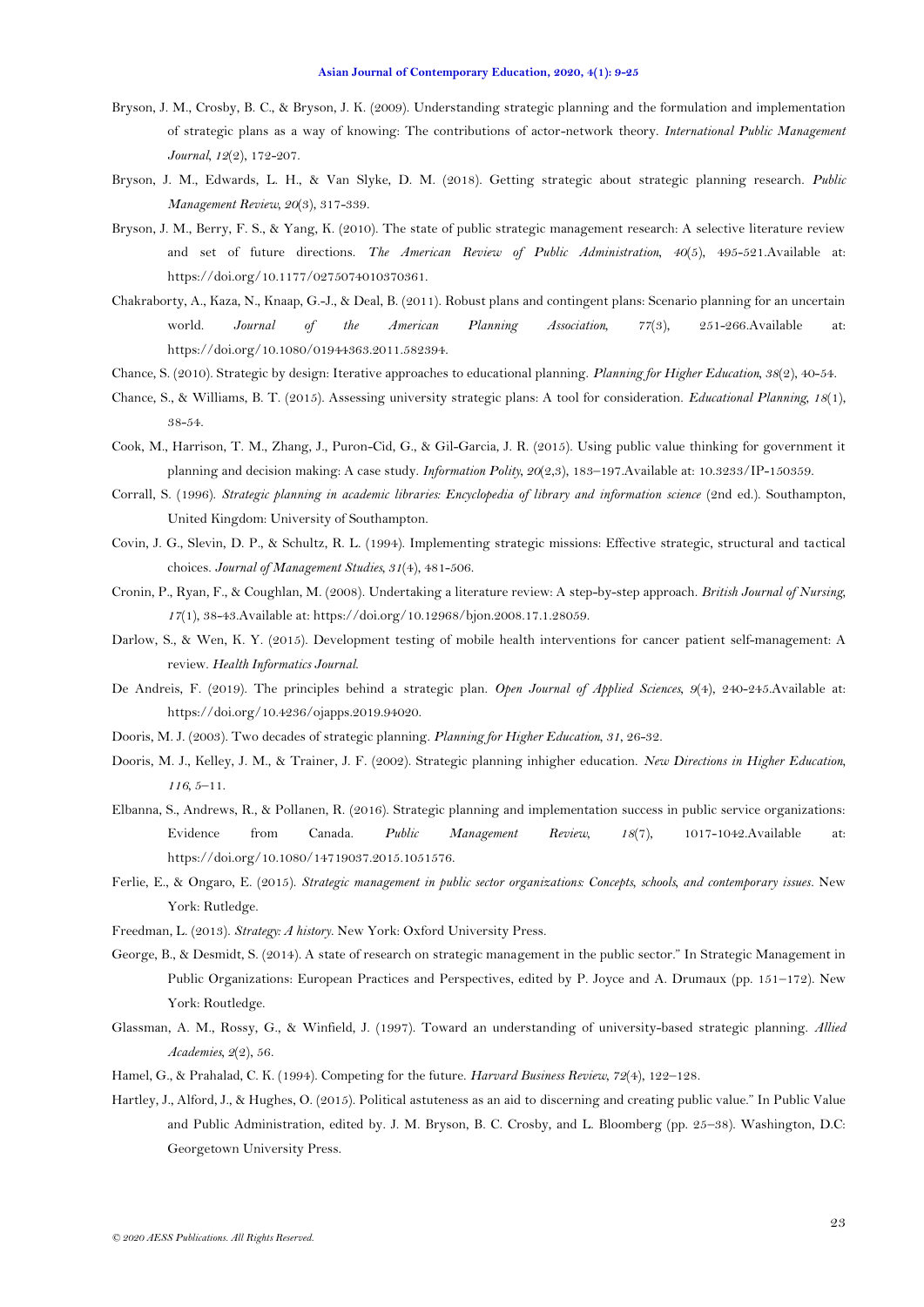Bryson, J. M., Crosby, B. C., & Bryson, J. K. (2009). Understanding strategic planning and the formulation and implementation of strategic plans as a way of knowing: The contributions of actor-network theory. *International Public Management Journal, 12*(2), 172-207.

Bryson, J. M., Edwards, L. H., & Van Slyke, D. M. (2018). Getting strategic about strategic planning research. *Public Management Review, 20*(3), 317-339.

Bryson, J. M., Berry, F. S., & Yang, K. (2010). The state of public strategic management research: A selective literature review and set of future directions. *The American Review of Public Administration, 40*(5), 495-521.Available at: https://doi.org/10.1177/0275074010370361.

Chakraborty, A., Kaza, N., Knaap, G.-J., & Deal, B. (2011). Robust plans and contingent plans: Scenario planning for an uncertain world. *Journal of the American Planning Association, 77*(3), 251-266.Available at: https://doi.org/10.1080/01944363.2011.582394.

Chance, S. (2010). Strategic by design: Iterative approaches to educational planning. *Planning for Higher Education, 38*(2), 40-54.

Chance, S., & Williams, B. T. (2015). Assessing university strategic plans: A tool for consideration. *Educational Planning, 18*(1), 38-54.

Cook, M., Harrison, T. M., Zhang, J., Puron-Cid, G., & Gil-Garcia, J. R. (2015). Using public value thinking for government it planning and decision making: A case study. *Information Polity, 20*(2,3), 183–197.Available at: 10.3233/IP-150359.

Corrall, S. (1996). *Strategic planning in academic libraries: Encyclopedia of library and information science* (2nd ed.). Southampton, United Kingdom: University of Southampton.

Covin, J. G., Slevin, D. P., & Schultz, R. L. (1994). Implementing strategic missions: Effective strategic, structural and tactical choices. *Journal of Management Studies, 31*(4), 481-506.

Cronin, P., Ryan, F., & Coughlan, M. (2008). Undertaking a literature review: A step-by-step approach. *British Journal of Nursing, 17*(1), 38-43.Available at: https://doi.org/10.12968/bjon.2008.17.1.28059.

Darlow, S., & Wen, K. Y. (2015). Development testing of mobile health interventions for cancer patient self-management: A review. *Health Informatics Journal*.

De Andreis, F. (2019). The principles behind a strategic plan. *Open Journal of Applied Sciences, 9*(4), 240-245.Available at: https://doi.org/10.4236/ojapps.2019.94020.

Dooris, M. J. (2003). Two decades of strategic planning. *Planning for Higher Education, 31*, 26-32.

Dooris, M. J., Kelley, J. M., & Trainer, J. F. (2002). Strategic planning inhigher education. *New Directions in Higher Education, 116*, 5–11.

Elbanna, S., Andrews, R., & Pollanen, R. (2016). Strategic planning and implementation success in public service organizations: Evidence from Canada. *Public Management Review, 18*(7), 1017-1042.Available at: https://doi.org/10.1080/14719037.2015.1051576.

Ferlie, E., & Ongaro, E. (2015). *Strategic management in public sector organizations: Concepts, schools, and contemporary issues*. New York: Rutledge.

Freedman, L. (2013). *Strategy: A history*. New York: Oxford University Press.

George, B., & Desmidt, S. (2014). A state of research on strategic management in the public sector." In Strategic Management in Public Organizations: European Practices and Perspectives, edited by P. Joyce and A. Drumaux (pp. 151–172). New York: Routledge.

Glassman, A. M., Rossy, G., & Winfield, J. (1997). Toward an understanding of university-based strategic planning. *Allied Academies, 2*(2), 56.

Hamel, G., & Prahalad, C. K. (1994). Competing for the future. *Harvard Business Review, 72*(4), 122–128.

Hartley, J., Alford, J., & Hughes, O. (2015). Political astuteness as an aid to discerning and creating public value." In Public Value and Public Administration, edited by. J. M. Bryson, B. C. Crosby, and L. Bloomberg (pp. 25–38). Washington, D.C: Georgetown University Press.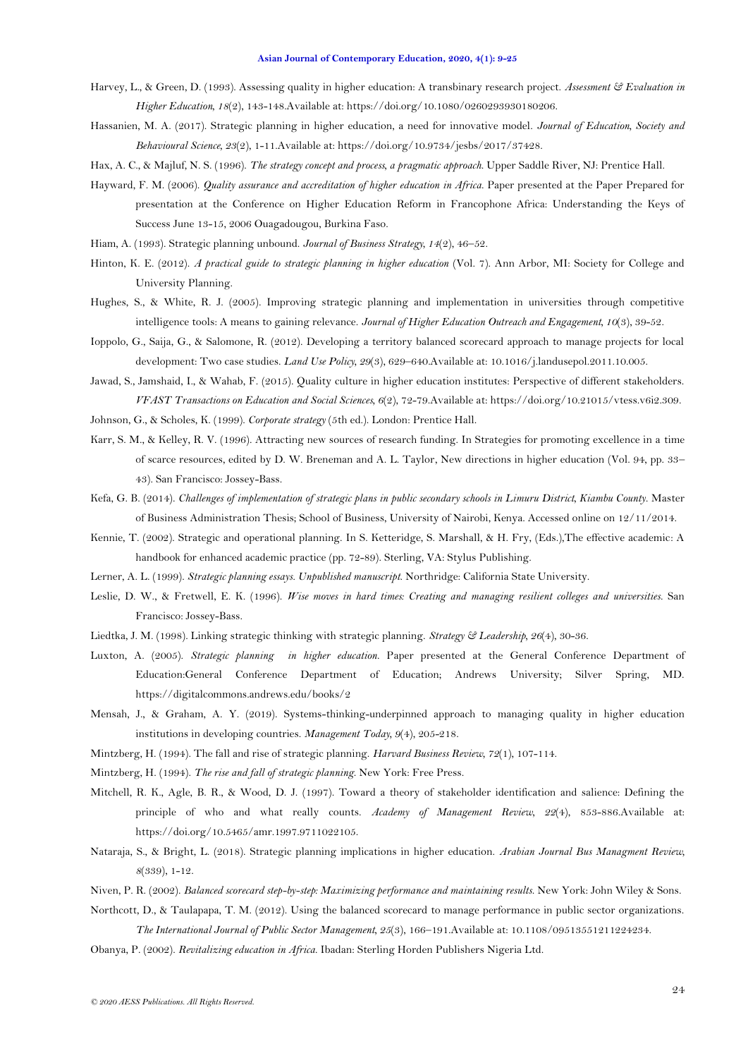Harvey, L., & Green, D. (1993). Assessing quality in higher education: A transbinary research project. *Assessment & Evaluation in Higher Education, 18*(2), 143-148.Available at: https://doi.org/10.1080/0260293930180206.

Hassanien, M. A. (2017). Strategic planning in higher education, a need for innovative model. *Journal of Education, Society and Behavioural Science, 23*(2), 1-11.Available at: https://doi.org/10.9734/jesbs/2017/37428.

Hax, A. C., & Majluf, N. S. (1996). *The strategy concept and process, a pragmatic approach*. Upper Saddle River, NJ: Prentice Hall.

Hayward, F. M. (2006). *Quality assurance and accreditation of higher education in Africa*. Paper presented at the Paper Prepared for presentation at the Conference on Higher Education Reform in Francophone Africa: Understanding the Keys of Success June 13-15, 2006 Ouagadougou, Burkina Faso.

Hiam, A. (1993). Strategic planning unbound. *Journal of Business Strategy, 14*(2), 46–52.

Hinton, K. E. (2012). *A practical guide to strategic planning in higher education* (Vol. 7). Ann Arbor, MI: Society for College and University Planning.

Hughes, S., & White, R. J. (2005). Improving strategic planning and implementation in universities through competitive intelligence tools: A means to gaining relevance. *Journal of Higher Education Outreach and Engagement, 10*(3), 39-52.

Ioppolo, G., Saija, G., & Salomone, R. (2012). Developing a territory balanced scorecard approach to manage projects for local development: Two case studies. *Land Use Policy, 29*(3), 629–640.Available at: 10.1016/j.landusepol.2011.10.005.

Jawad, S., Jamshaid, I., & Wahab, F. (2015). Quality culture in higher education institutes: Perspective of different stakeholders. *VFAST Transactions on Education and Social Sciences, 6*(2), 72-79.Available at: https://doi.org/10.21015/vtess.v6i2.309.

Johnson, G., & Scholes, K. (1999). *Corporate strategy* (5th ed.). London: Prentice Hall.

Karr, S. M., & Kelley, R. V. (1996). Attracting new sources of research funding. In Strategies for promoting excellence in a time of scarce resources, edited by D. W. Breneman and A. L. Taylor, New directions in higher education (Vol. 94, pp. 33–43). San Francisco: Jossey-Bass.

Kefa, G. B. (2014). *Challenges of implementation of strategic plans in public secondary schools in Limuru District, Kiambu County*. Master of Business Administration Thesis; School of Business, University of Nairobi, Kenya. Accessed online on 12/11/2014.

Kennie, T. (2002). Strategic and operational planning. In S. Ketteridge, S. Marshall, & H. Fry, (Eds.),The effective academic: A handbook for enhanced academic practice (pp. 72-89). Sterling, VA: Stylus Publishing.

Lerner, A. L. (1999). *Strategic planning essays. Unpublished manuscript*. Northridge: California State University.

Leslie, D. W., & Fretwell, E. K. (1996). *Wise moves in hard times: Creating and managing resilient colleges and universities*. San Francisco: Jossey-Bass.

Liedtka, J. M. (1998). Linking strategic thinking with strategic planning. *Strategy & Leadership, 26*(4), 30-36.

Luxton, A. (2005). *Strategic planning in higher education*. Paper presented at the General Conference Department of Education:General Conference Department of Education; Andrews University; Silver Spring, MD. https://digitalcommons.andrews.edu/books/2

Mensah, J., & Graham, A. Y. (2019). Systems-thinking-underpinned approach to managing quality in higher education institutions in developing countries. *Management Today, 9*(4), 205-218.

Mintzberg, H. (1994). The fall and rise of strategic planning. *Harvard Business Review, 72*(1), 107-114.

Mintzberg, H. (1994). *The rise and fall of strategic planning*. New York: Free Press.

Mitchell, R. K., Agle, B. R., & Wood, D. J. (1997). Toward a theory of stakeholder identification and salience: Defining the principle of who and what really counts. *Academy of Management Review, 22*(4), 853-886.Available at: https://doi.org/10.5465/amr.1997.9711022105.

Nataraja, S., & Bright, L. (2018). Strategic planning implications in higher education. *Arabian Journal Bus Managment Review, 8*(339), 1-12.

Niven, P. R. (2002). *Balanced scorecard step-by-step: Maximizing performance and maintaining results*. New York: John Wiley & Sons.

Northcott, D., & Taulapapa, T. M. (2012). Using the balanced scorecard to manage performance in public sector organizations. *The International Journal of Public Sector Management, 25*(3), 166–191.Available at: 10.1108/09513551211224234.

Obanya, P. (2002). *Revitalizing education in Africa*. Ibadan: Sterling Horden Publishers Nigeria Ltd.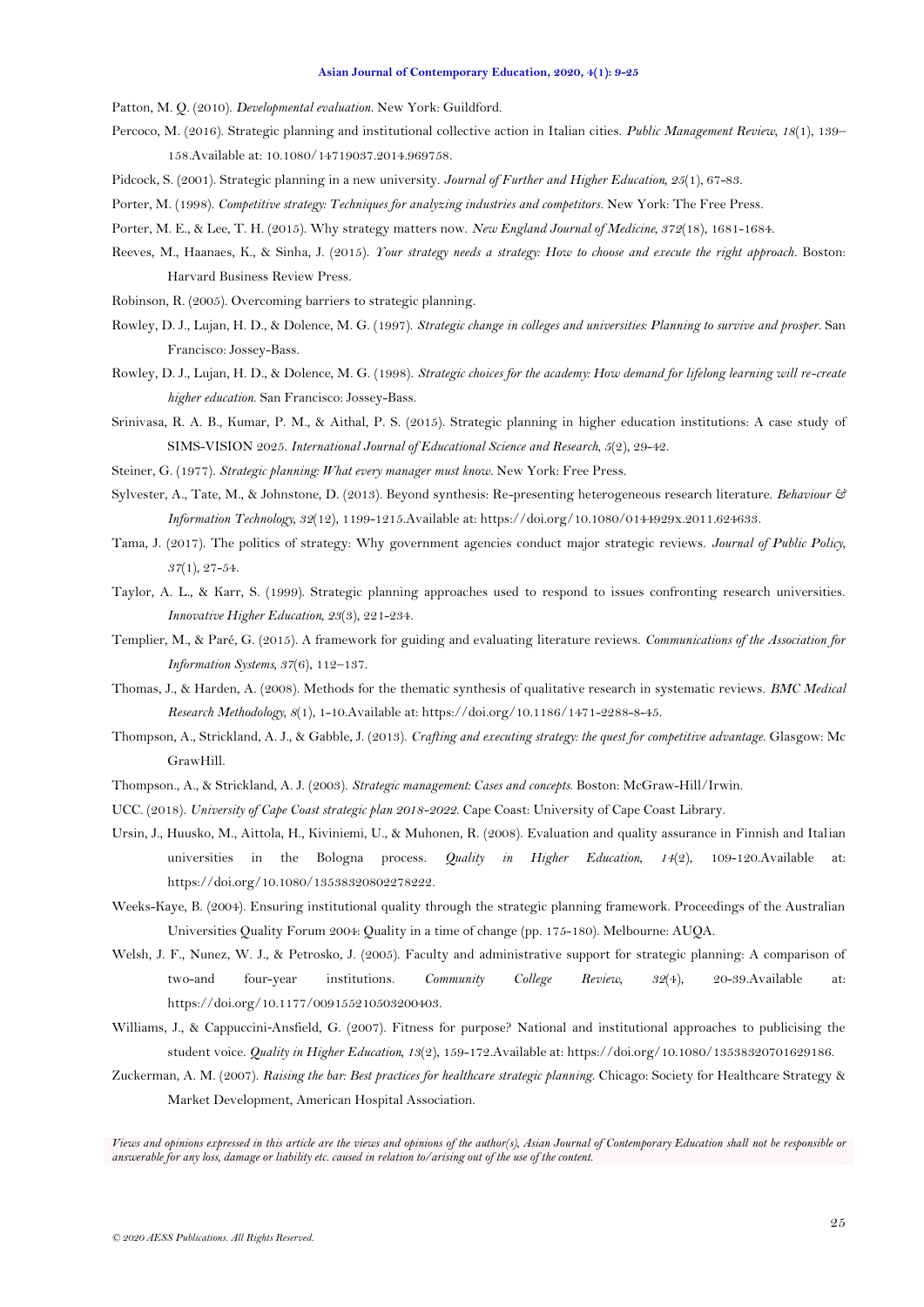Patton, M. Q. (2010). *Developmental evaluation*. New York: Guildford.

Percoco, M. (2016). Strategic planning and institutional collective action in Italian cities. *Public Management Review, 18*(1), 139–158.Available at: 10.1080/14719037.2014.969758.

Pidcock, S. (2001). Strategic planning in a new university. *Journal of Further and Higher Education, 25*(1), 67-83.

Porter, M. (1998). *Competitive strategy: Techniques for analyzing industries and competitors*. New York: The Free Press.

Porter, M. E., & Lee, T. H. (2015). Why strategy matters now. *New England Journal of Medicine, 372*(18), 1681-1684.

Reeves, M., Haanaes, K., & Sinha, J. (2015). *Your strategy needs a strategy: How to choose and execute the right approach*. Boston: Harvard Business Review Press.

Robinson, R. (2005). Overcoming barriers to strategic planning.

Rowley, D. J., Lujan, H. D., & Dolence, M. G. (1997). *Strategic change in colleges and universities: Planning to survive and prosper*. San Francisco: Jossey-Bass.

Rowley, D. J., Lujan, H. D., & Dolence, M. G. (1998). *Strategic choices for the academy: How demand for lifelong learning will re-create higher education*. San Francisco: Jossey-Bass.

Srinivasa, R. A. B., Kumar, P. M., & Aithal, P. S. (2015). Strategic planning in higher education institutions: A case study of SIMS-VISION 2025. *International Journal of Educational Science and Research, 5*(2), 29-42.

Steiner, G. (1977). *Strategic planning: What every manager must know*. New York: Free Press.

Sylvester, A., Tate, M., & Johnstone, D. (2013). Beyond synthesis: Re-presenting heterogeneous research literature. *Behaviour & Information Technology, 32*(12), 1199-1215.Available at: https://doi.org/10.1080/0144929x.2011.624633.

Tama, J. (2017). The politics of strategy: Why government agencies conduct major strategic reviews. *Journal of Public Policy, 37*(1), 27-54.

Taylor, A. L., & Karr, S. (1999). Strategic planning approaches used to respond to issues confronting research universities. *Innovative Higher Education, 23*(3), 221-234.

Templier, M., & Paré, G. (2015). A framework for guiding and evaluating literature reviews. *Communications of the Association for Information Systems, 37*(6), 112–137.

Thomas, J., & Harden, A. (2008). Methods for the thematic synthesis of qualitative research in systematic reviews. *BMC Medical Research Methodology, 8*(1), 1-10.Available at: https://doi.org/10.1186/1471-2288-8-45.

Thompson, A., Strickland, A. J., & Gabble, J. (2013). *Crafting and executing strategy: the quest for competitive advantage*. Glasgow: Mc GrawHill.

Thompson., A., & Strickland, A. J. (2003). *Strategic management: Cases and concepts*. Boston: McGraw-Hill/Irwin.

UCC. (2018). *University of Cape Coast strategic plan 2018-2022*. Cape Coast: University of Cape Coast Library.

Ursin, J., Huusko, M., Aittola, H., Kiviniemi, U., & Muhonen, R. (2008). Evaluation and quality assurance in Finnish and Italian universities in the Bologna process. *Quality in Higher Education, 14*(2), 109-120.Available at: https://doi.org/10.1080/13538320802278222.

Weeks-Kaye, B. (2004). Ensuring institutional quality through the strategic planning framework. Proceedings of the Australian Universities Quality Forum 2004: Quality in a time of change (pp. 175-180). Melbourne: AUQA.

Welsh, J. F., Nunez, W. J., & Petrosko, J. (2005). Faculty and administrative support for strategic planning: A comparison of two-and four-year institutions. *Community College Review, 32*(4), 20-39.Available at: https://doi.org/10.1177/009155210503200403.

Williams, J., & Cappuccini-Ansfield, G. (2007). Fitness for purpose? National and institutional approaches to publicising the student voice. *Quality in Higher Education, 13*(2), 159-172.Available at: https://doi.org/10.1080/13538320701629186.

Zuckerman, A. M. (2007). *Raising the bar: Best practices for healthcare strategic planning*. Chicago: Society for Healthcare Strategy & Market Development, American Hospital Association.

*Views and opinions expressed in this article are the views and opinions of the author(s), Asian Journal of Contemporary Education shall not be responsible or answerable for any loss, damage or liability etc. caused in relation to/arising out of the use of the content.*